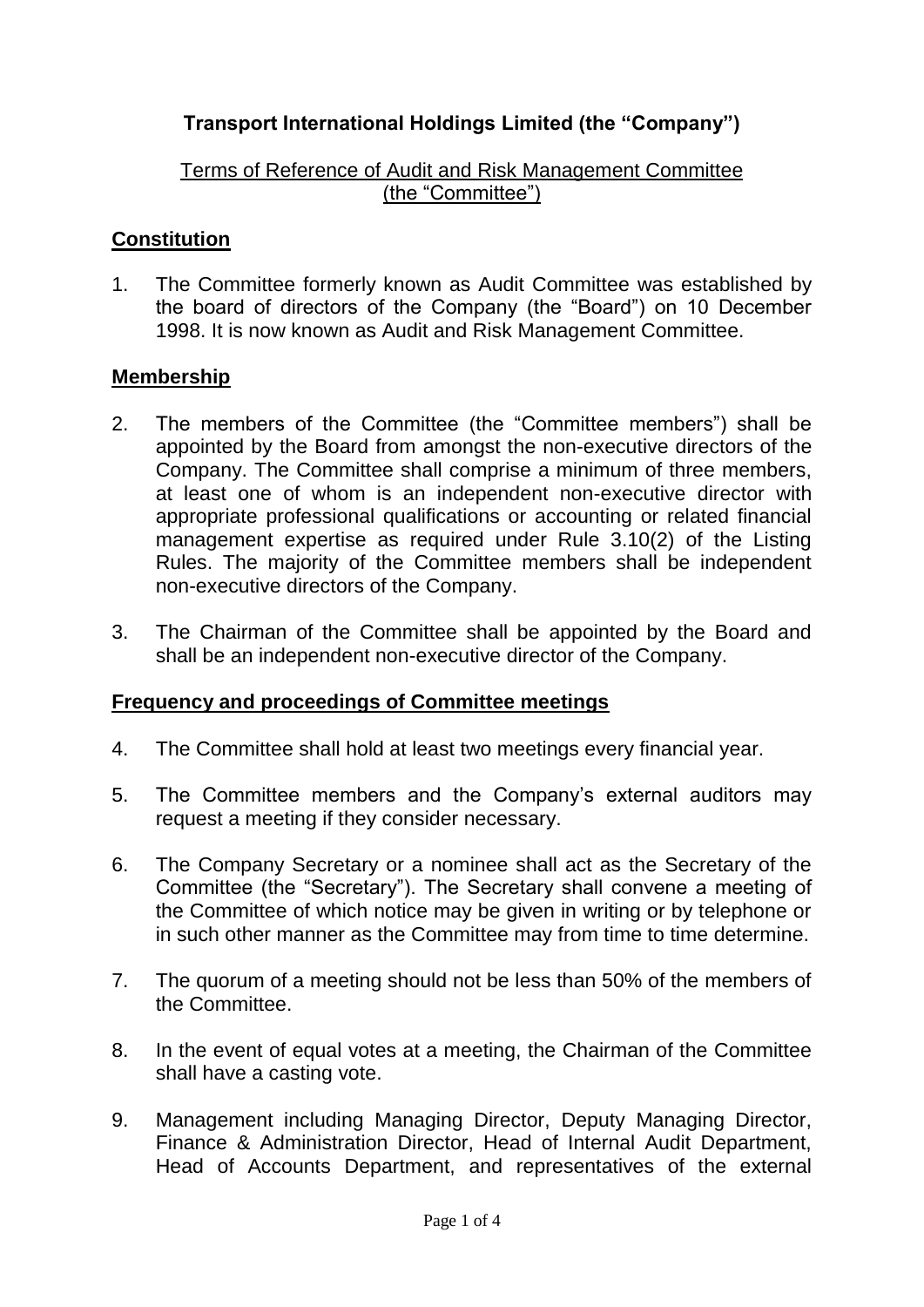# Transport International Holdings Limited (the "Company")

## Terms of Reference of Audit and Risk Management Committee (the "Committee")

### Constitution

1. The Committee formerly known as Audit Committee was established by the board of directors of the Company (the "Board") on 10 December 1998. It is now known as Audit and Risk Management Committee.

### Membership

2. The members of the Committee (the "Committee members") shall be appointed by the Board from amongst the non-executive directors of the Company. The Committee shall comprise a minimum of three members, at least one of whom is an independent non-executive director with appropriate professional qualifications or accounting or related financial management expertise as required under Rule 3.10(2) of the Listing Rules. The majority of the Committee members shall be independent non-executive directors of the Company.

3. The Chairman of the Committee shall be appointed by the Board and shall be an independent non-executive director of the Company.

### Frequency and proceedings of Committee meetings

4. The Committee shall hold at least two meetings every financial year.

5. The Committee members and the Company's external auditors may request a meeting if they consider necessary.

6. The Company Secretary or a nominee shall act as the Secretary of the Committee (the "Secretary"). The Secretary shall convene a meeting of the Committee of which notice may be given in writing or by telephone or in such other manner as the Committee may from time to time determine.

7. The quorum of a meeting should not be less than 50% of the members of the Committee.

8. In the event of equal votes at a meeting, the Chairman of the Committee shall have a casting vote.

9. Management including Managing Director, Deputy Managing Director, Finance & Administration Director, Head of Internal Audit Department, Head of Accounts Department, and representatives of the external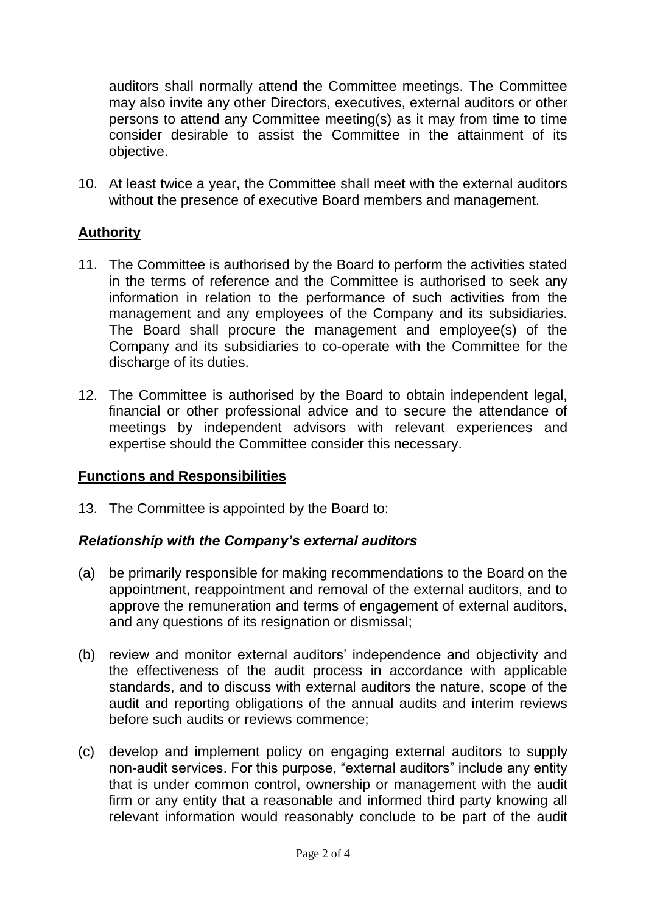auditors shall normally attend the Committee meetings. The Committee may also invite any other Directors, executives, external auditors or other persons to attend any Committee meeting(s) as it may from time to time consider desirable to assist the Committee in the attainment of its objective.

10. At least twice a year, the Committee shall meet with the external auditors without the presence of executive Board members and management.

## Authority

11. The Committee is authorised by the Board to perform the activities stated in the terms of reference and the Committee is authorised to seek any information in relation to the performance of such activities from the management and any employees of the Company and its subsidiaries. The Board shall procure the management and employee(s) of the Company and its subsidiaries to co-operate with the Committee for the discharge of its duties.

12. The Committee is authorised by the Board to obtain independent legal, financial or other professional advice and to secure the attendance of meetings by independent advisors with relevant experiences and expertise should the Committee consider this necessary.

## Functions and Responsibilities

13. The Committee is appointed by the Board to:

### *Relationship with the Company's external auditors*

(a) be primarily responsible for making recommendations to the Board on the appointment, reappointment and removal of the external auditors, and to approve the remuneration and terms of engagement of external auditors, and any questions of its resignation or dismissal;

(b) review and monitor external auditors' independence and objectivity and the effectiveness of the audit process in accordance with applicable standards, and to discuss with external auditors the nature, scope of the audit and reporting obligations of the annual audits and interim reviews before such audits or reviews commence;

(c) develop and implement policy on engaging external auditors to supply non-audit services. For this purpose, "external auditors" include any entity that is under common control, ownership or management with the audit firm or any entity that a reasonable and informed third party knowing all relevant information would reasonably conclude to be part of the audit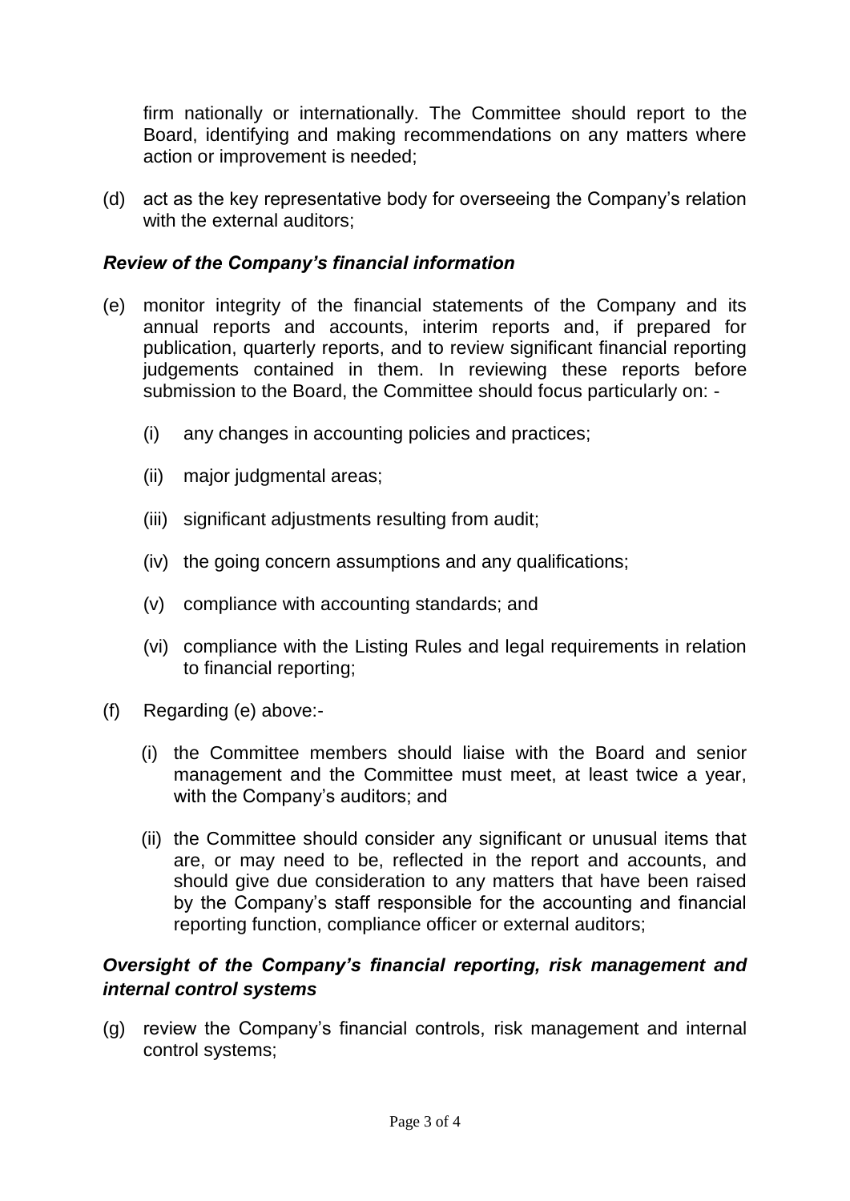firm nationally or internationally. The Committee should report to the Board, identifying and making recommendations on any matters where action or improvement is needed;

(d) act as the key representative body for overseeing the Company's relation with the external auditors;

***Review of the Company's financial information***

(e) monitor integrity of the financial statements of the Company and its annual reports and accounts, interim reports and, if prepared for publication, quarterly reports, and to review significant financial reporting judgements contained in them. In reviewing these reports before submission to the Board, the Committee should focus particularly on: -

    (i) any changes in accounting policies and practices;

    (ii) major judgmental areas;

    (iii) significant adjustments resulting from audit;

    (iv) the going concern assumptions and any qualifications;

    (v) compliance with accounting standards; and

    (vi) compliance with the Listing Rules and legal requirements in relation to financial reporting;

(f) Regarding (e) above:-

    (i) the Committee members should liaise with the Board and senior management and the Committee must meet, at least twice a year, with the Company's auditors; and

    (ii) the Committee should consider any significant or unusual items that are, or may need to be, reflected in the report and accounts, and should give due consideration to any matters that have been raised by the Company's staff responsible for the accounting and financial reporting function, compliance officer or external auditors;

***Oversight of the Company's financial reporting, risk management and internal control systems***

(g) review the Company's financial controls, risk management and internal control systems;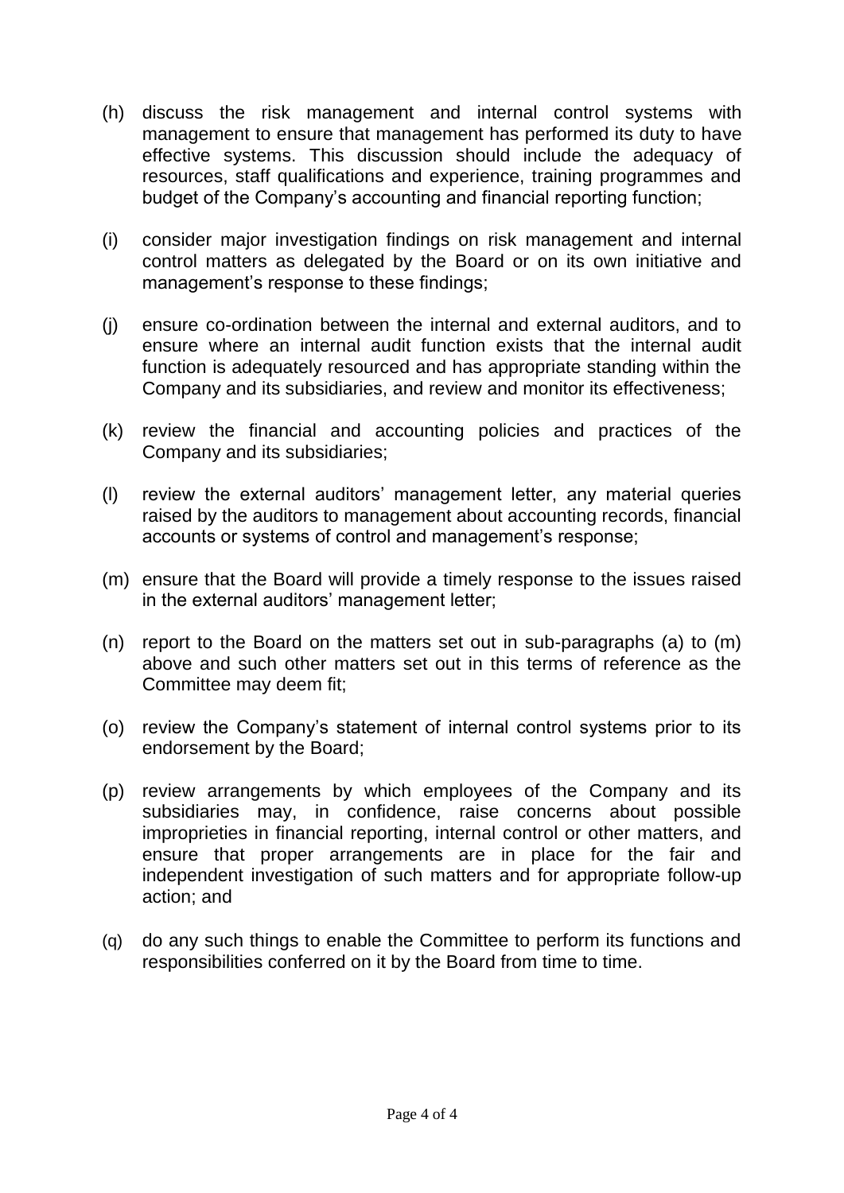(h) discuss the risk management and internal control systems with management to ensure that management has performed its duty to have effective systems. This discussion should include the adequacy of resources, staff qualifications and experience, training programmes and budget of the Company's accounting and financial reporting function;

(i) consider major investigation findings on risk management and internal control matters as delegated by the Board or on its own initiative and management's response to these findings;

(j) ensure co-ordination between the internal and external auditors, and to ensure where an internal audit function exists that the internal audit function is adequately resourced and has appropriate standing within the Company and its subsidiaries, and review and monitor its effectiveness;

(k) review the financial and accounting policies and practices of the Company and its subsidiaries;

(l) review the external auditors' management letter, any material queries raised by the auditors to management about accounting records, financial accounts or systems of control and management's response;

(m) ensure that the Board will provide a timely response to the issues raised in the external auditors' management letter;

(n) report to the Board on the matters set out in sub-paragraphs (a) to (m) above and such other matters set out in this terms of reference as the Committee may deem fit;

(o) review the Company's statement of internal control systems prior to its endorsement by the Board;

(p) review arrangements by which employees of the Company and its subsidiaries may, in confidence, raise concerns about possible improprieties in financial reporting, internal control or other matters, and ensure that proper arrangements are in place for the fair and independent investigation of such matters and for appropriate follow-up action; and

(q) do any such things to enable the Committee to perform its functions and responsibilities conferred on it by the Board from time to time.